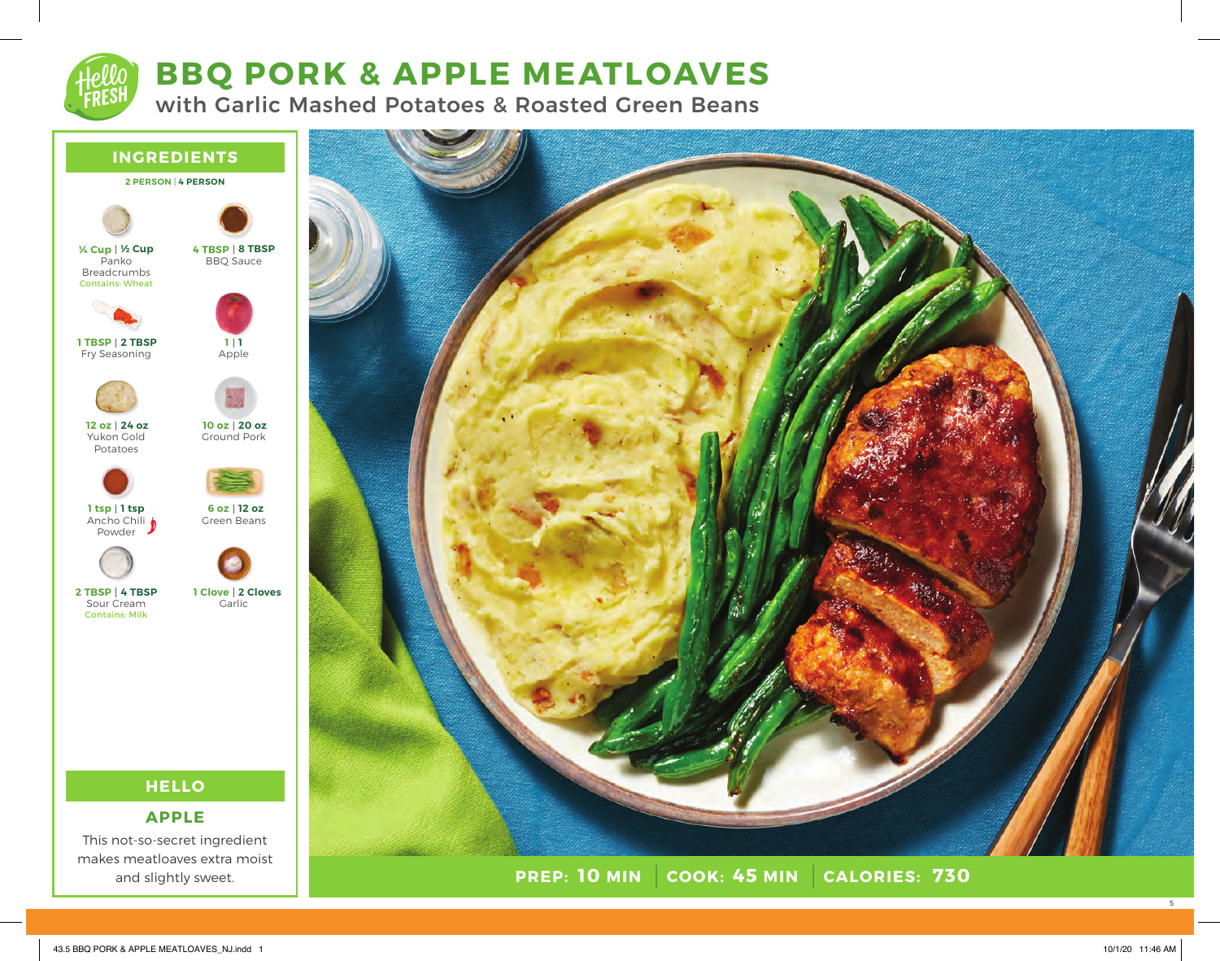# BBQ PORK & APPLE MEATLOAVES

## with Garlic Mashed Potatoes & Roasted Green Beans

## INGREDIENTS

**2 PERSON | 4 PERSON**

- **¼ Cup | ½ Cup** Panko Breadcrumbs — Contains: Wheat
- **4 TBSP | 8 TBSP** BBQ Sauce
- **1 TBSP | 2 TBSP** Fry Seasoning
- **1 | 1** Apple
- **12 oz | 24 oz** Yukon Gold Potatoes
- **10 oz | 20 oz** Ground Pork
- **1 tsp | 1 tsp** Ancho Chili Powder
- **6 oz | 12 oz** Green Beans
- **2 TBSP | 4 TBSP** Sour Cream — Contains: Milk
- **1 Clove | 2 Cloves** Garlic

## HELLO

### APPLE

This not-so-secret ingredient makes meatloaves extra moist and slightly sweet.

**PREP: 10 MIN | COOK: 45 MIN | CALORIES: 730**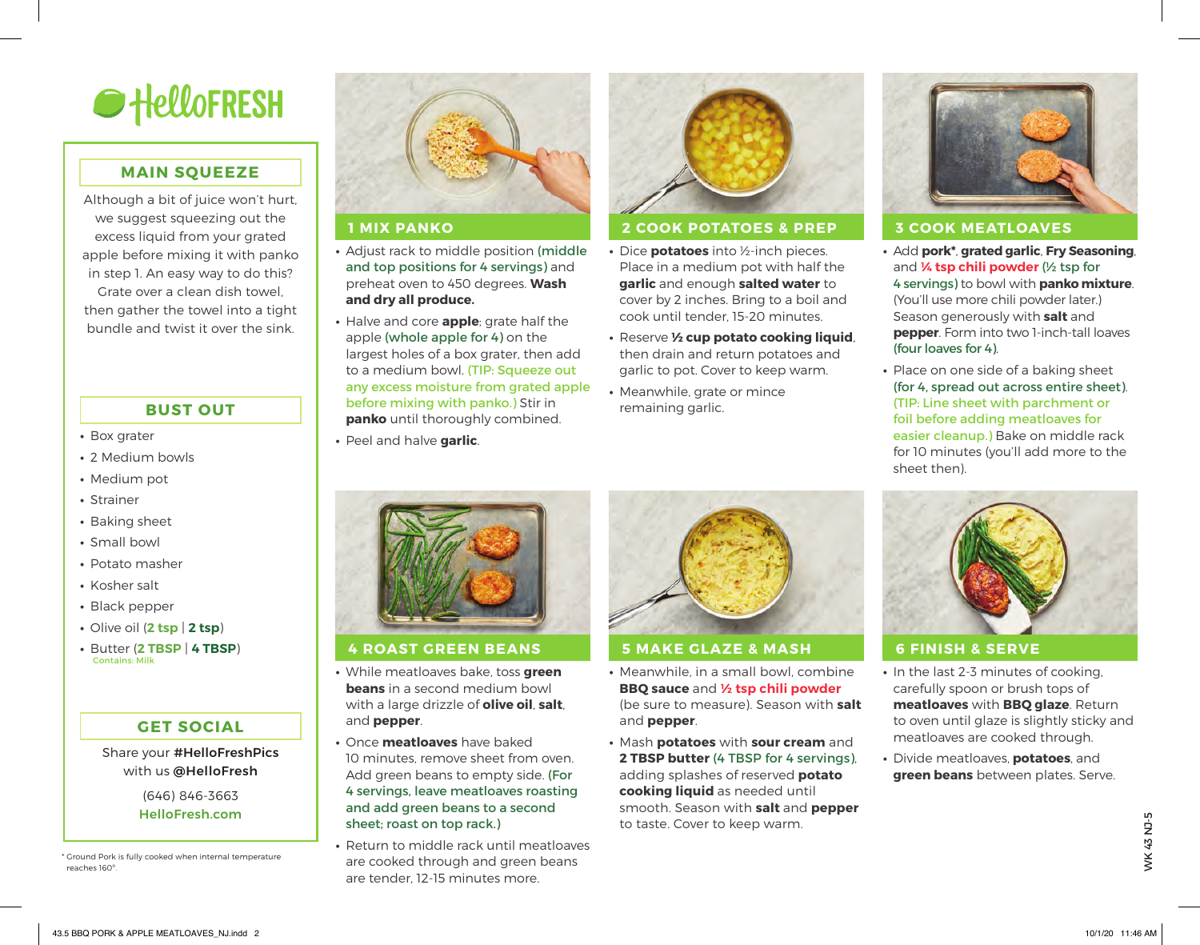# HelloFRESH

## MAIN SQUEEZE

Although a bit of juice won't hurt, we suggest squeezing out the excess liquid from your grated apple before mixing it with panko in step 1. An easy way to do this? Grate over a clean dish towel, then gather the towel into a tight bundle and twist it over the sink.

## BUST OUT

- Box grater
- 2 Medium bowls
- Medium pot
- Strainer
- Baking sheet
- Small bowl
- Potato masher
- Kosher salt
- Black pepper
- Olive oil (**2 tsp** | **2 tsp**)
- Butter (**2 TBSP** | **4 TBSP**)
  Contains: Milk

## GET SOCIAL

Share your **#HelloFreshPics** with us **@HelloFresh**

(646) 846-3663

**HelloFresh.com**

\* Ground Pork is fully cooked when internal temperature reaches 160°.

## 1 MIX PANKO

- Adjust rack to middle position (middle and top positions for 4 servings) and preheat oven to 450 degrees. **Wash and dry all produce.**
- Halve and core **apple**; grate half the apple (whole apple for 4) on the largest holes of a box grater, then add to a medium bowl. (TIP: Squeeze out any excess moisture from grated apple before mixing with panko.) Stir in **panko** until thoroughly combined.
- Peel and halve **garlic**.

## 2 COOK POTATOES & PREP

- Dice **potatoes** into ½-inch pieces. Place in a medium pot with half the **garlic** and enough **salted water** to cover by 2 inches. Bring to a boil and cook until tender, 15-20 minutes.
- Reserve **½ cup potato cooking liquid**, then drain and return potatoes and garlic to pot. Cover to keep warm.
- Meanwhile, grate or mince remaining garlic.

## 3 COOK MEATLOAVES

- Add **pork\***, **grated garlic**, **Fry Seasoning**, and **¼ tsp chili powder** (½ tsp for 4 servings) to bowl with **panko mixture**. (You'll use more chili powder later.) Season generously with **salt** and **pepper**. Form into two 1-inch-tall loaves (four loaves for 4).
- Place on one side of a baking sheet (for 4, spread out across entire sheet). (TIP: Line sheet with parchment or foil before adding meatloaves for easier cleanup.) Bake on middle rack for 10 minutes (you'll add more to the sheet then).

## 4 ROAST GREEN BEANS

- While meatloaves bake, toss **green beans** in a second medium bowl with a large drizzle of **olive oil**, **salt**, and **pepper**.
- Once **meatloaves** have baked 10 minutes, remove sheet from oven. Add green beans to empty side. (For 4 servings, leave meatloaves roasting and add green beans to a second sheet; roast on top rack.)
- Return to middle rack until meatloaves are cooked through and green beans are tender, 12-15 minutes more.

## 5 MAKE GLAZE & MASH

- Meanwhile, in a small bowl, combine **BBQ sauce** and **½ tsp chili powder** (be sure to measure). Season with **salt** and **pepper**.
- Mash **potatoes** with **sour cream** and **2 TBSP butter** (4 TBSP for 4 servings), adding splashes of reserved **potato cooking liquid** as needed until smooth. Season with **salt** and **pepper** to taste. Cover to keep warm.

## 6 FINISH & SERVE

- In the last 2-3 minutes of cooking, carefully spoon or brush tops of **meatloaves** with **BBQ glaze**. Return to oven until glaze is slightly sticky and meatloaves are cooked through.
- Divide meatloaves, **potatoes**, and **green beans** between plates. Serve.

WK 43 NJ-5